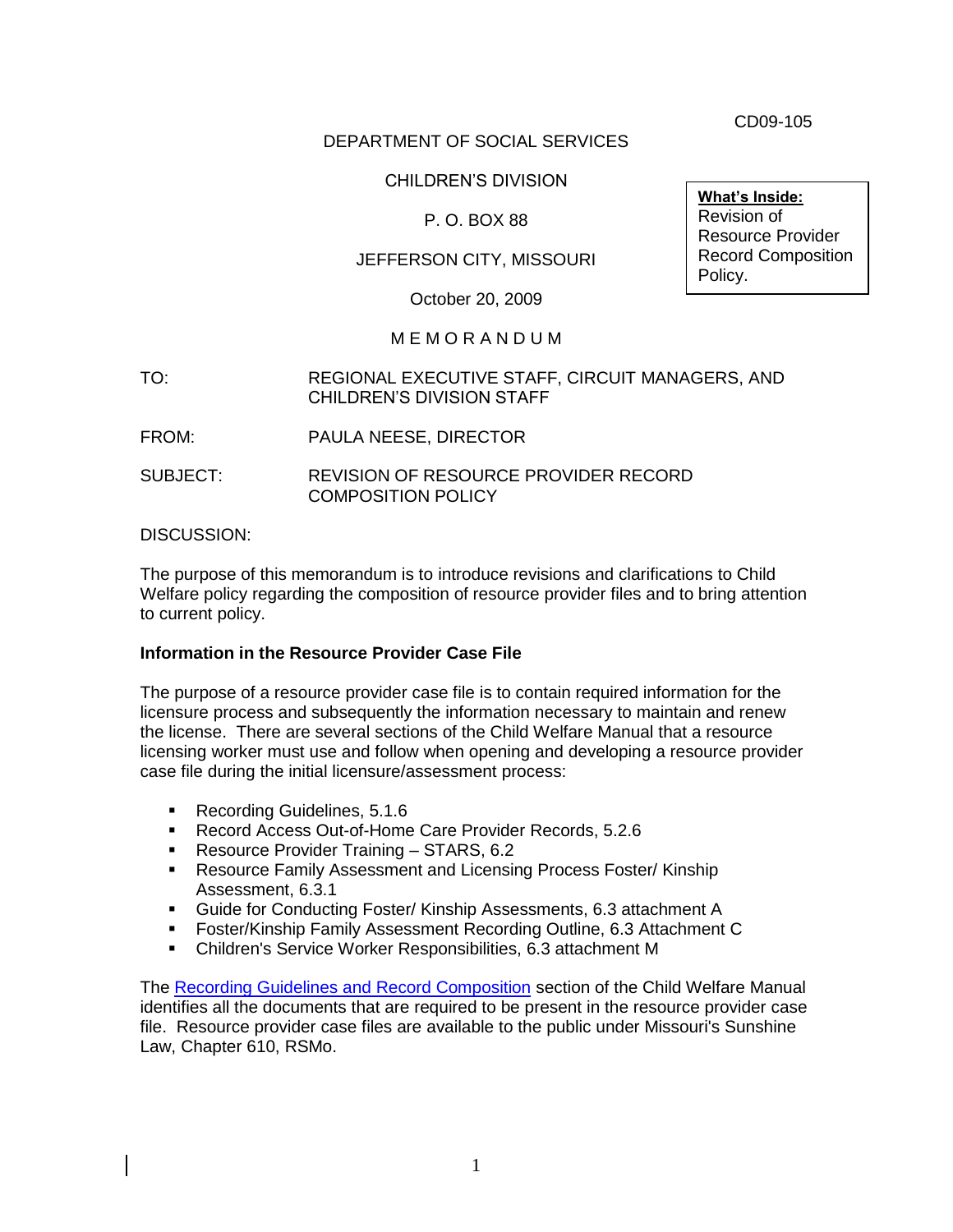CD09-105

DEPARTMENT OF SOCIAL SERVICES

CHILDREN'S DIVISION

P. O. BOX 88

JEFFERSON CITY, MISSOURI

October 20, 2009

**What's Inside:**
Revision of Resource Provider Record Composition Policy.

M E M O R A N D U M

TO: REGIONAL EXECUTIVE STAFF, CIRCUIT MANAGERS, AND CHILDREN'S DIVISION STAFF

FROM: PAULA NEESE, DIRECTOR

SUBJECT: REVISION OF RESOURCE PROVIDER RECORD COMPOSITION POLICY

DISCUSSION:

The purpose of this memorandum is to introduce revisions and clarifications to Child Welfare policy regarding the composition of resource provider files and to bring attention to current policy.

**Information in the Resource Provider Case File**

The purpose of a resource provider case file is to contain required information for the licensure process and subsequently the information necessary to maintain and renew the license. There are several sections of the Child Welfare Manual that a resource licensing worker must use and follow when opening and developing a resource provider case file during the initial licensure/assessment process:

- Recording Guidelines, 5.1.6
- Record Access Out-of-Home Care Provider Records, 5.2.6
- Resource Provider Training – STARS, 6.2
- Resource Family Assessment and Licensing Process Foster/ Kinship Assessment, 6.3.1
- Guide for Conducting Foster/ Kinship Assessments, 6.3 attachment A
- Foster/Kinship Family Assessment Recording Outline, 6.3 Attachment C
- Children's Service Worker Responsibilities, 6.3 attachment M

The Recording Guidelines and Record Composition section of the Child Welfare Manual identifies all the documents that are required to be present in the resource provider case file. Resource provider case files are available to the public under Missouri's Sunshine Law, Chapter 610, RSMo.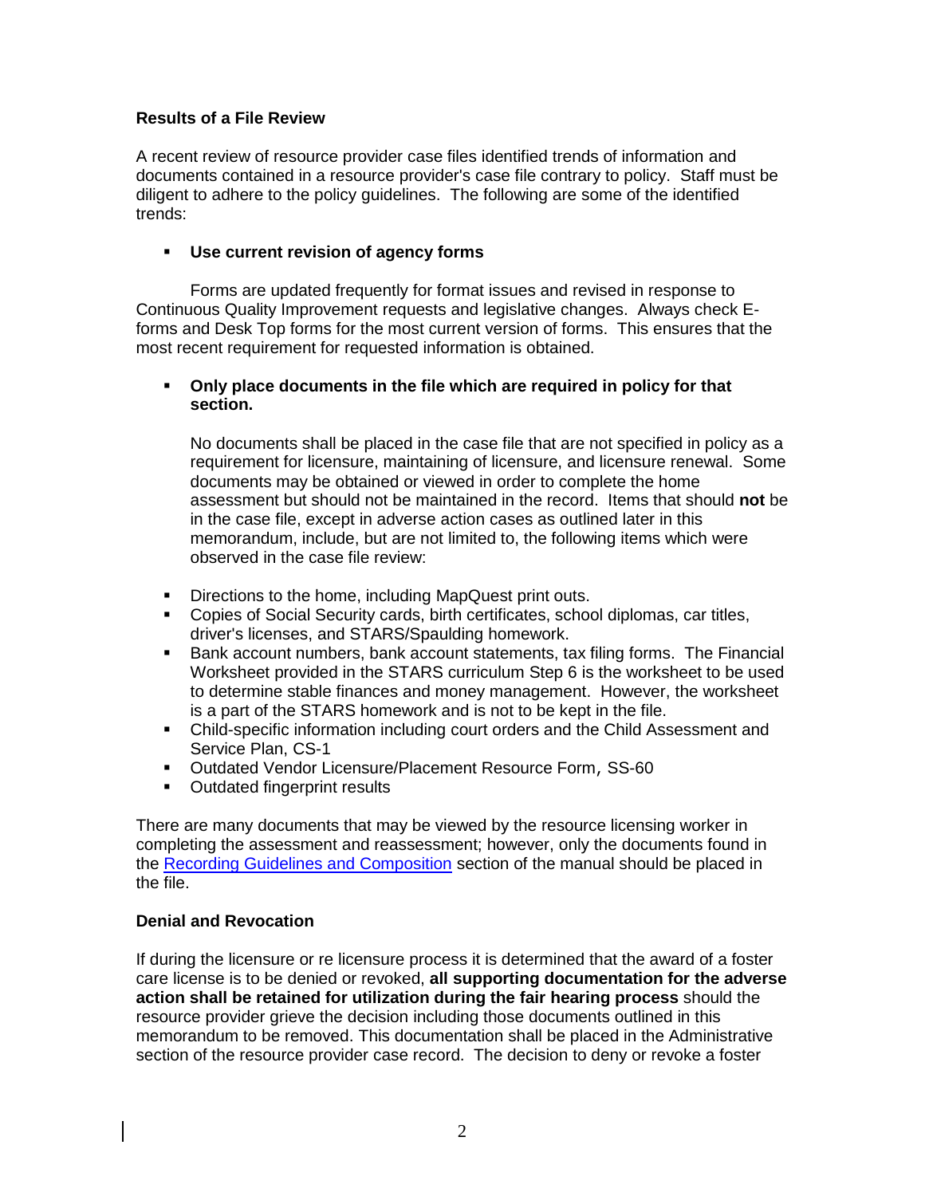**Results of a File Review**

A recent review of resource provider case files identified trends of information and documents contained in a resource provider's case file contrary to policy. Staff must be diligent to adhere to the policy guidelines. The following are some of the identified trends:

- **Use current revision of agency forms**

Forms are updated frequently for format issues and revised in response to Continuous Quality Improvement requests and legislative changes. Always check E-forms and Desk Top forms for the most current version of forms. This ensures that the most recent requirement for requested information is obtained.

- **Only place documents in the file which are required in policy for that section.**

  No documents shall be placed in the case file that are not specified in policy as a requirement for licensure, maintaining of licensure, and licensure renewal. Some documents may be obtained or viewed in order to complete the home assessment but should not be maintained in the record. Items that should **not** be in the case file, except in adverse action cases as outlined later in this memorandum, include, but are not limited to, the following items which were observed in the case file review:

- Directions to the home, including MapQuest print outs.
- Copies of Social Security cards, birth certificates, school diplomas, car titles, driver's licenses, and STARS/Spaulding homework.
- Bank account numbers, bank account statements, tax filing forms. The Financial Worksheet provided in the STARS curriculum Step 6 is the worksheet to be used to determine stable finances and money management. However, the worksheet is a part of the STARS homework and is not to be kept in the file.
- Child-specific information including court orders and the Child Assessment and Service Plan, CS-1
- Outdated Vendor Licensure/Placement Resource Form, SS-60
- Outdated fingerprint results

There are many documents that may be viewed by the resource licensing worker in completing the assessment and reassessment; however, only the documents found in the Recording Guidelines and Composition section of the manual should be placed in the file.

**Denial and Revocation**

If during the licensure or re licensure process it is determined that the award of a foster care license is to be denied or revoked, **all supporting documentation for the adverse action shall be retained for utilization during the fair hearing process** should the resource provider grieve the decision including those documents outlined in this memorandum to be removed. This documentation shall be placed in the Administrative section of the resource provider case record. The decision to deny or revoke a foster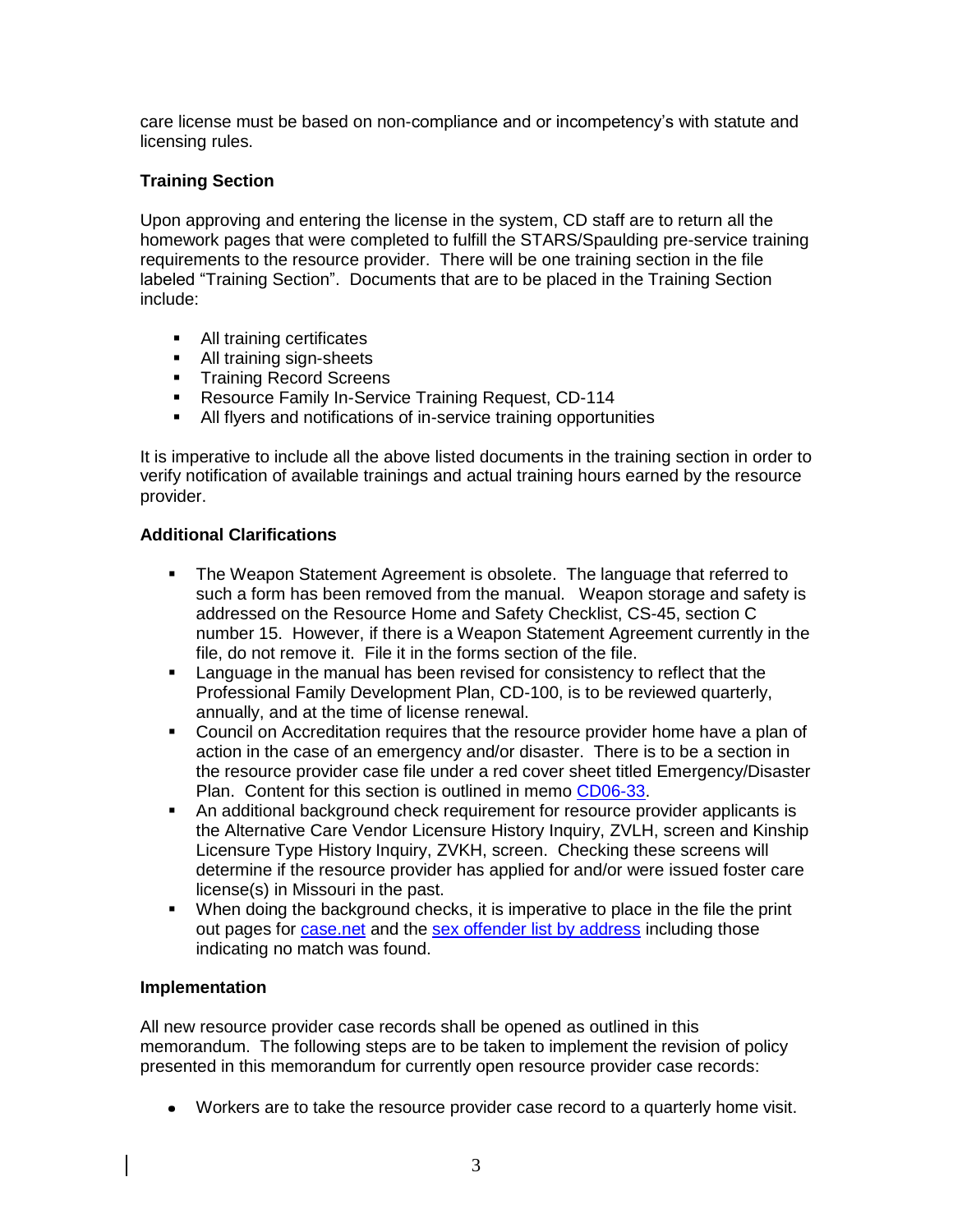care license must be based on non-compliance and or incompetency's with statute and licensing rules.

**Training Section**

Upon approving and entering the license in the system, CD staff are to return all the homework pages that were completed to fulfill the STARS/Spaulding pre-service training requirements to the resource provider. There will be one training section in the file labeled "Training Section". Documents that are to be placed in the Training Section include:

- All training certificates
- All training sign-sheets
- Training Record Screens
- Resource Family In-Service Training Request, CD-114
- All flyers and notifications of in-service training opportunities

It is imperative to include all the above listed documents in the training section in order to verify notification of available trainings and actual training hours earned by the resource provider.

**Additional Clarifications**

- The Weapon Statement Agreement is obsolete. The language that referred to such a form has been removed from the manual. Weapon storage and safety is addressed on the Resource Home and Safety Checklist, CS-45, section C number 15. However, if there is a Weapon Statement Agreement currently in the file, do not remove it. File it in the forms section of the file.
- Language in the manual has been revised for consistency to reflect that the Professional Family Development Plan, CD-100, is to be reviewed quarterly, annually, and at the time of license renewal.
- Council on Accreditation requires that the resource provider home have a plan of action in the case of an emergency and/or disaster. There is to be a section in the resource provider case file under a red cover sheet titled Emergency/Disaster Plan. Content for this section is outlined in memo CD06-33.
- An additional background check requirement for resource provider applicants is the Alternative Care Vendor Licensure History Inquiry, ZVLH, screen and Kinship Licensure Type History Inquiry, ZVKH, screen. Checking these screens will determine if the resource provider has applied for and/or were issued foster care license(s) in Missouri in the past.
- When doing the background checks, it is imperative to place in the file the print out pages for case.net and the sex offender list by address including those indicating no match was found.

**Implementation**

All new resource provider case records shall be opened as outlined in this memorandum. The following steps are to be taken to implement the revision of policy presented in this memorandum for currently open resource provider case records:

- Workers are to take the resource provider case record to a quarterly home visit.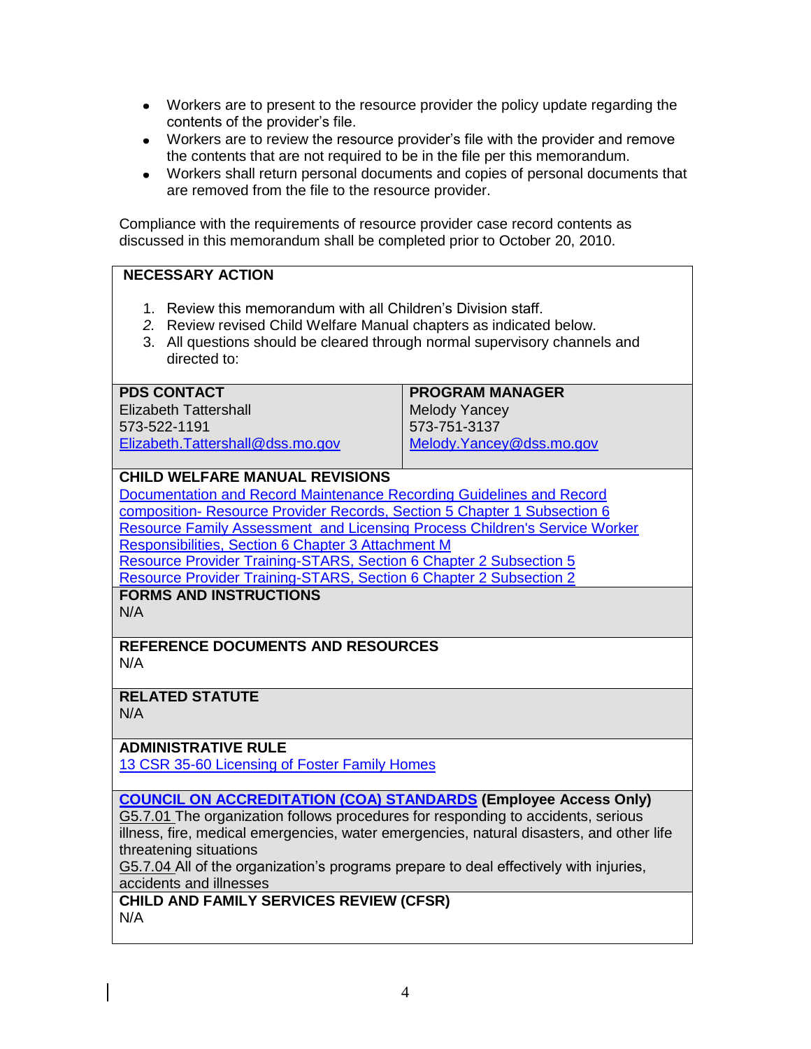- Workers are to present to the resource provider the policy update regarding the contents of the provider's file.
- Workers are to review the resource provider's file with the provider and remove the contents that are not required to be in the file per this memorandum.
- Workers shall return personal documents and copies of personal documents that are removed from the file to the resource provider.

Compliance with the requirements of resource provider case record contents as discussed in this memorandum shall be completed prior to October 20, 2010.

**NECESSARY ACTION**

1. Review this memorandum with all Children's Division staff.
2. Review revised Child Welfare Manual chapters as indicated below.
3. All questions should be cleared through normal supervisory channels and directed to:

| PDS CONTACT | PROGRAM MANAGER |
|---|---|
| Elizabeth Tattershall<br>573-522-1191<br>Elizabeth.Tattershall@dss.mo.gov | Melody Yancey<br>573-751-3137<br>Melody.Yancey@dss.mo.gov |

**CHILD WELFARE MANUAL REVISIONS**

Documentation and Record Maintenance Recording Guidelines and Record composition- Resource Provider Records, Section 5 Chapter 1 Subsection 6
Resource Family Assessment and Licensing Process Children's Service Worker Responsibilities, Section 6 Chapter 3 Attachment M
Resource Provider Training-STARS, Section 6 Chapter 2 Subsection 5
Resource Provider Training-STARS, Section 6 Chapter 2 Subsection 2

**FORMS AND INSTRUCTIONS**

N/A

**REFERENCE DOCUMENTS AND RESOURCES**

N/A

**RELATED STATUTE**

N/A

**ADMINISTRATIVE RULE**

13 CSR 35-60 Licensing of Foster Family Homes

**COUNCIL ON ACCREDITATION (COA) STANDARDS (Employee Access Only)**

G5.7.01 The organization follows procedures for responding to accidents, serious illness, fire, medical emergencies, water emergencies, natural disasters, and other life threatening situations
G5.7.04 All of the organization's programs prepare to deal effectively with injuries, accidents and illnesses

**CHILD AND FAMILY SERVICES REVIEW (CFSR)**

N/A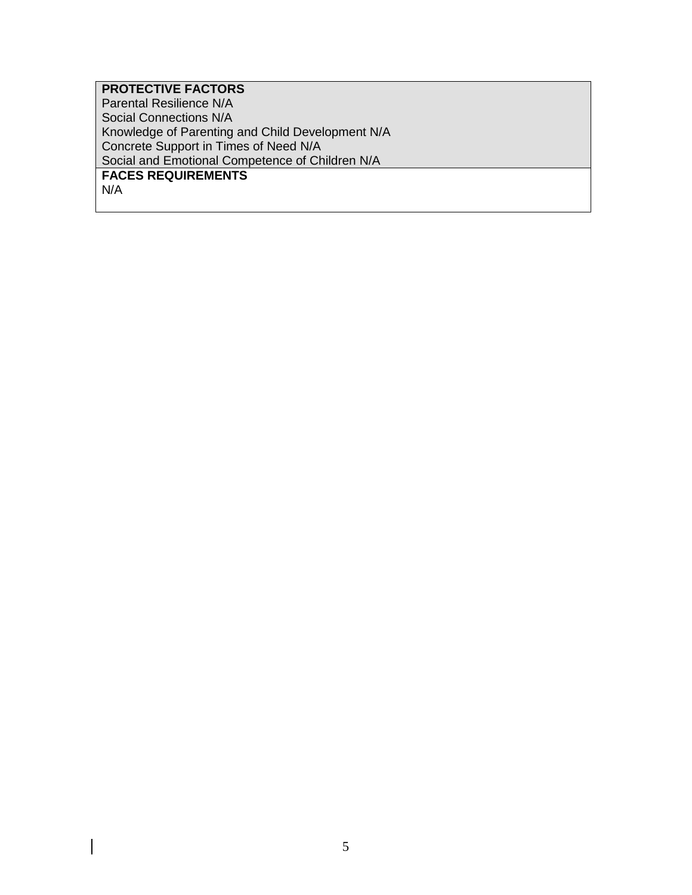**PROTECTIVE FACTORS**
Parental Resilience N/A
Social Connections N/A
Knowledge of Parenting and Child Development N/A
Concrete Support in Times of Need N/A
Social and Emotional Competence of Children N/A

**FACES REQUIREMENTS**
N/A